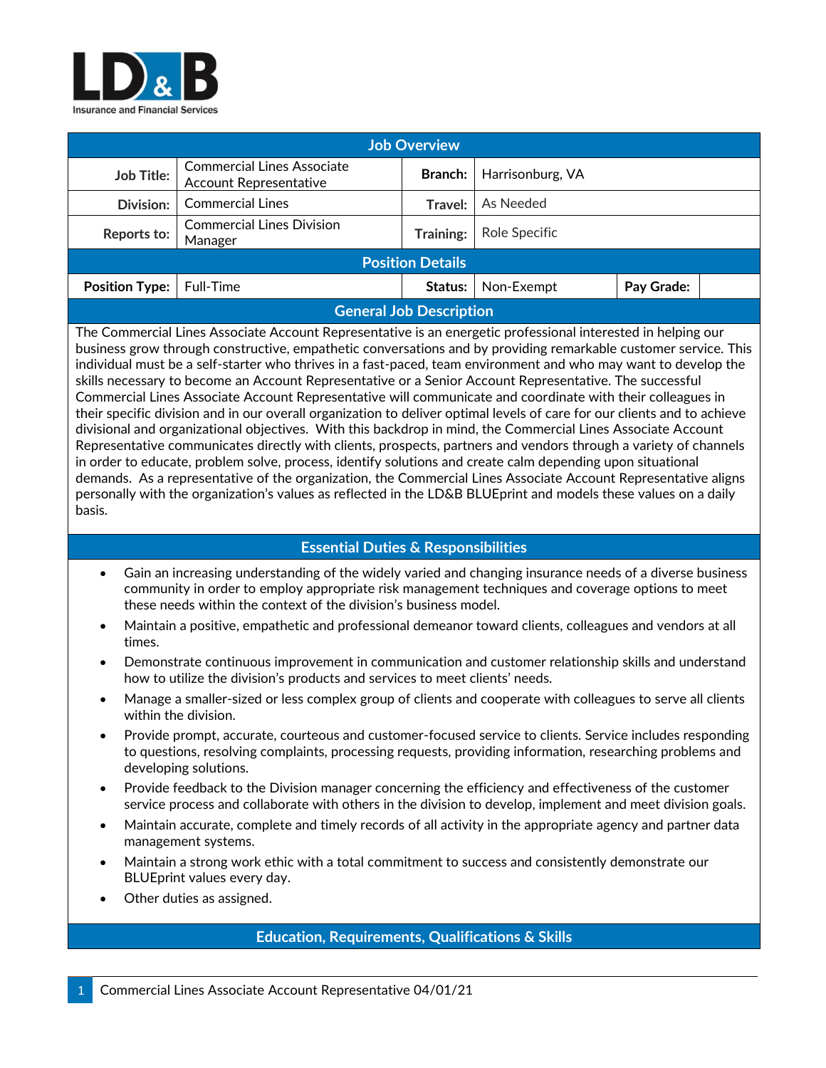LD&B Insurance and Financial Services

## Job Overview

| | | | | | |
|---|---|---|---|---|---|
| **Job Title:** | Commercial Lines Associate Account Representative | **Branch:** | Harrisonburg, VA | | |
| **Division:** | Commercial Lines | **Travel:** | As Needed | | |
| **Reports to:** | Commercial Lines Division Manager | **Training:** | Role Specific | | |

## Position Details

| | | | | | |
|---|---|---|---|---|---|
| **Position Type:** | Full-Time | **Status:** | Non-Exempt | **Pay Grade:** | |

## General Job Description

The Commercial Lines Associate Account Representative is an energetic professional interested in helping our business grow through constructive, empathetic conversations and by providing remarkable customer service. This individual must be a self-starter who thrives in a fast-paced, team environment and who may want to develop the skills necessary to become an Account Representative or a Senior Account Representative. The successful Commercial Lines Associate Account Representative will communicate and coordinate with their colleagues in their specific division and in our overall organization to deliver optimal levels of care for our clients and to achieve divisional and organizational objectives. With this backdrop in mind, the Commercial Lines Associate Account Representative communicates directly with clients, prospects, partners and vendors through a variety of channels in order to educate, problem solve, process, identify solutions and create calm depending upon situational demands. As a representative of the organization, the Commercial Lines Associate Account Representative aligns personally with the organization's values as reflected in the LD&B BLUEprint and models these values on a daily basis.

## Essential Duties & Responsibilities

- Gain an increasing understanding of the widely varied and changing insurance needs of a diverse business community in order to employ appropriate risk management techniques and coverage options to meet these needs within the context of the division's business model.
- Maintain a positive, empathetic and professional demeanor toward clients, colleagues and vendors at all times.
- Demonstrate continuous improvement in communication and customer relationship skills and understand how to utilize the division's products and services to meet clients' needs.
- Manage a smaller-sized or less complex group of clients and cooperate with colleagues to serve all clients within the division.
- Provide prompt, accurate, courteous and customer-focused service to clients. Service includes responding to questions, resolving complaints, processing requests, providing information, researching problems and developing solutions.
- Provide feedback to the Division manager concerning the efficiency and effectiveness of the customer service process and collaborate with others in the division to develop, implement and meet division goals.
- Maintain accurate, complete and timely records of all activity in the appropriate agency and partner data management systems.
- Maintain a strong work ethic with a total commitment to success and consistently demonstrate our BLUEprint values every day.
- Other duties as assigned.

## Education, Requirements, Qualifications & Skills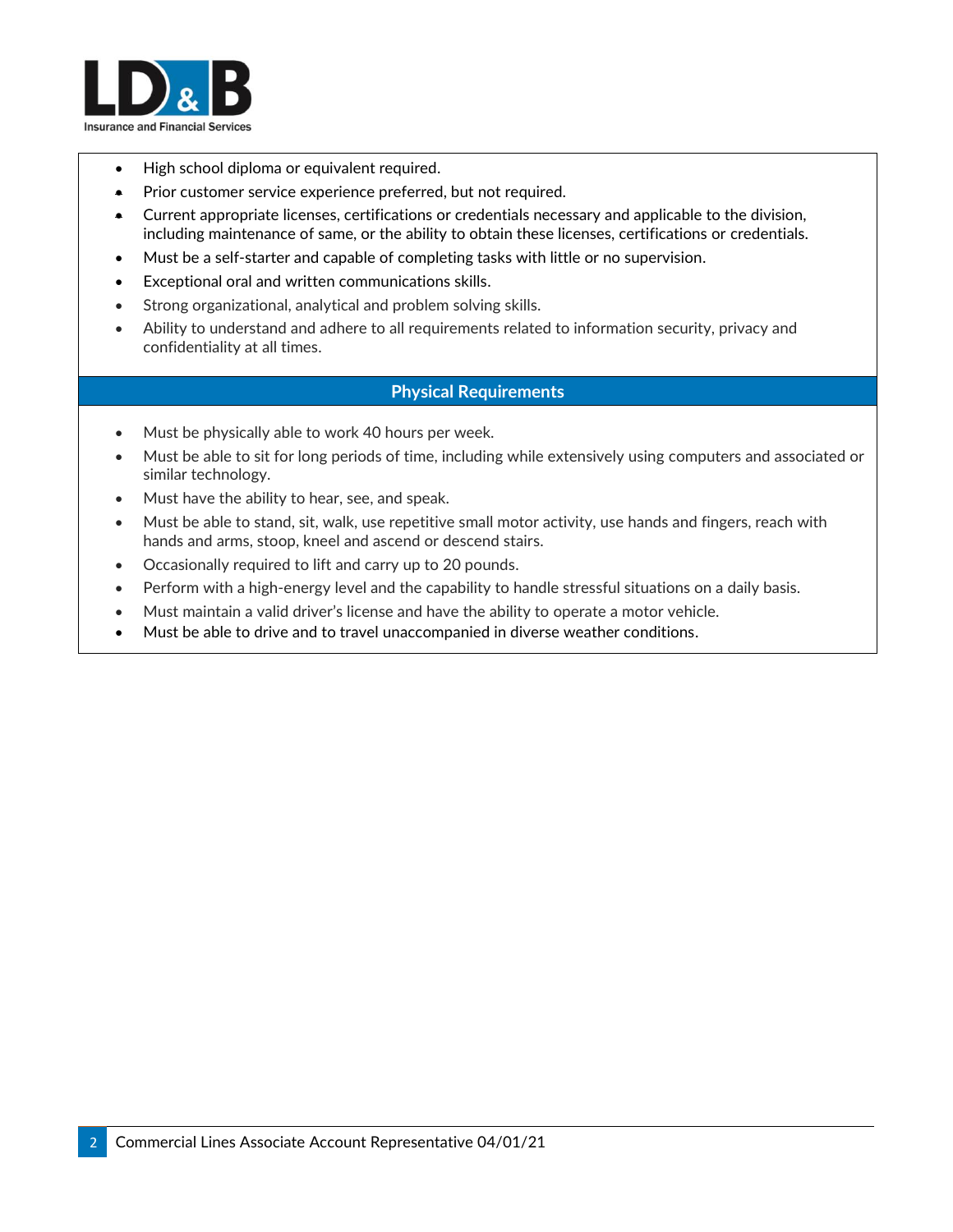- High school diploma or equivalent required.
- Prior customer service experience preferred, but not required.
- Current appropriate licenses, certifications or credentials necessary and applicable to the division, including maintenance of same, or the ability to obtain these licenses, certifications or credentials.
- Must be a self-starter and capable of completing tasks with little or no supervision.
- Exceptional oral and written communications skills.
- Strong organizational, analytical and problem solving skills.
- Ability to understand and adhere to all requirements related to information security, privacy and confidentiality at all times.

## Physical Requirements

- Must be physically able to work 40 hours per week.
- Must be able to sit for long periods of time, including while extensively using computers and associated or similar technology.
- Must have the ability to hear, see, and speak.
- Must be able to stand, sit, walk, use repetitive small motor activity, use hands and fingers, reach with hands and arms, stoop, kneel and ascend or descend stairs.
- Occasionally required to lift and carry up to 20 pounds.
- Perform with a high-energy level and the capability to handle stressful situations on a daily basis.
- Must maintain a valid driver's license and have the ability to operate a motor vehicle.
- Must be able to drive and to travel unaccompanied in diverse weather conditions.